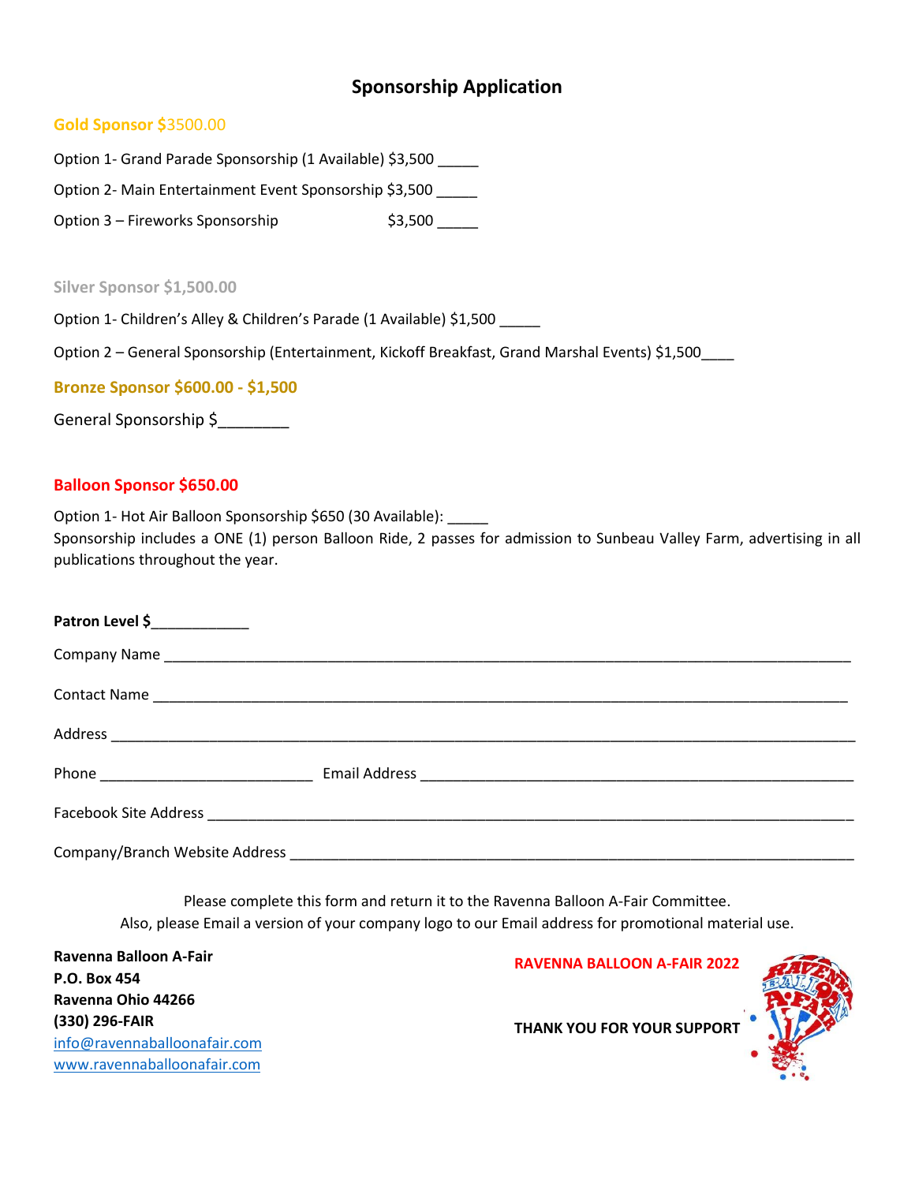# Sponsorship Application

## Gold Sponsor $3500.00

Option 1- Grand Parade Sponsorship (1 Available) $3,500 _____

Option 2- Main Entertainment Event Sponsorship $3,500 _____

Option 3 – Fireworks Sponsorship $3,500 _____

## Silver Sponsor $1,500.00

Option 1- Children's Alley & Children's Parade (1 Available) $1,500 _____

Option 2 – General Sponsorship (Entertainment, Kickoff Breakfast, Grand Marshal Events) $1,500____

## Bronze Sponsor $600.00 - $1,500

General Sponsorship $________

## Balloon Sponsor $650.00

Option 1- Hot Air Balloon Sponsorship $650 (30 Available): _____
Sponsorship includes a ONE (1) person Balloon Ride, 2 passes for admission to Sunbeau Valley Farm, advertising in all publications throughout the year.

**Patron Level $____________**

Company Name ________________________________________________________________________________

Contact Name ________________________________________________________________________________

Address ____________________________________________________________________________________

Phone __________________________ Email Address _____________________________________________________

Facebook Site Address __________________________________________________________________________

Company/Branch Website Address _________________________________________________________________

Please complete this form and return it to the Ravenna Balloon A-Fair Committee.
Also, please Email a version of your company logo to our Email address for promotional material use.

**Ravenna Balloon A-Fair**
**P.O. Box 454**
**Ravenna Ohio 44266**
**(330) 296-FAIR**
info@ravennaballoonafair.com
www.ravennaballoonafair.com

**RAVENNA BALLOON A-FAIR 2022**

**THANK YOU FOR YOUR SUPPORT**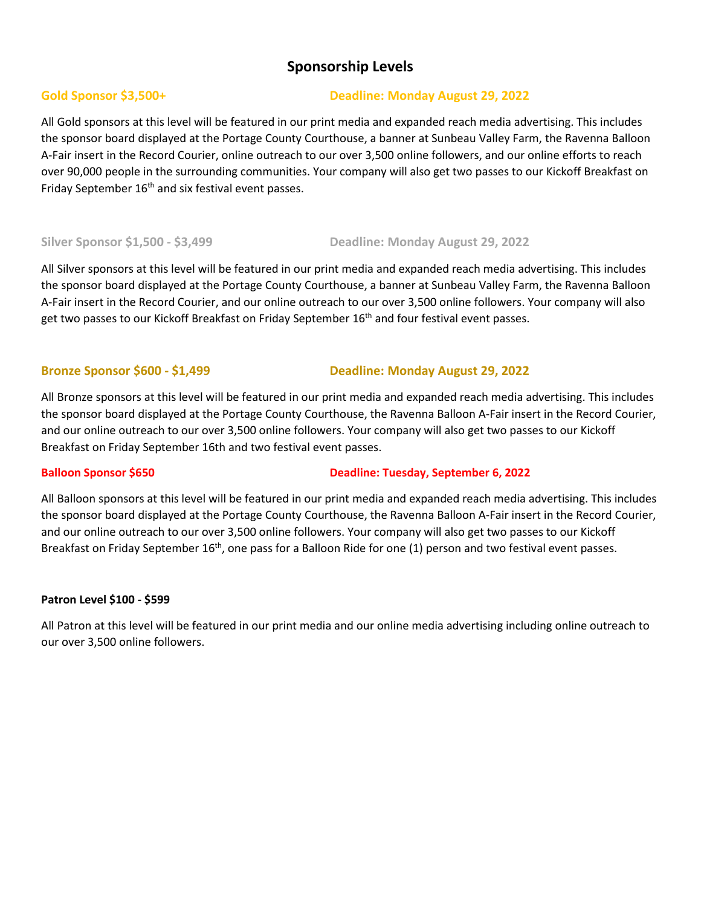## Sponsorship Levels

**Gold Sponsor $3,500+** **Deadline: Monday August 29, 2022**

All Gold sponsors at this level will be featured in our print media and expanded reach media advertising. This includes the sponsor board displayed at the Portage County Courthouse, a banner at Sunbeau Valley Farm, the Ravenna Balloon A-Fair insert in the Record Courier, online outreach to our over 3,500 online followers, and our online efforts to reach over 90,000 people in the surrounding communities. Your company will also get two passes to our Kickoff Breakfast on Friday September 16th and six festival event passes.

**Silver Sponsor $1,500 - $3,499** **Deadline: Monday August 29, 2022**

All Silver sponsors at this level will be featured in our print media and expanded reach media advertising. This includes the sponsor board displayed at the Portage County Courthouse, a banner at Sunbeau Valley Farm, the Ravenna Balloon A-Fair insert in the Record Courier, and our online outreach to our over 3,500 online followers. Your company will also get two passes to our Kickoff Breakfast on Friday September 16th and four festival event passes.

**Bronze Sponsor $600 - $1,499** **Deadline: Monday August 29, 2022**

All Bronze sponsors at this level will be featured in our print media and expanded reach media advertising. This includes the sponsor board displayed at the Portage County Courthouse, the Ravenna Balloon A-Fair insert in the Record Courier, and our online outreach to our over 3,500 online followers. Your company will also get two passes to our Kickoff Breakfast on Friday September 16th and two festival event passes.

**Balloon Sponsor $650** **Deadline: Tuesday, September 6, 2022**

All Balloon sponsors at this level will be featured in our print media and expanded reach media advertising. This includes the sponsor board displayed at the Portage County Courthouse, the Ravenna Balloon A-Fair insert in the Record Courier, and our online outreach to our over 3,500 online followers. Your company will also get two passes to our Kickoff Breakfast on Friday September 16th, one pass for a Balloon Ride for one (1) person and two festival event passes.

**Patron Level $100 - $599**

All Patron at this level will be featured in our print media and our online media advertising including online outreach to our over 3,500 online followers.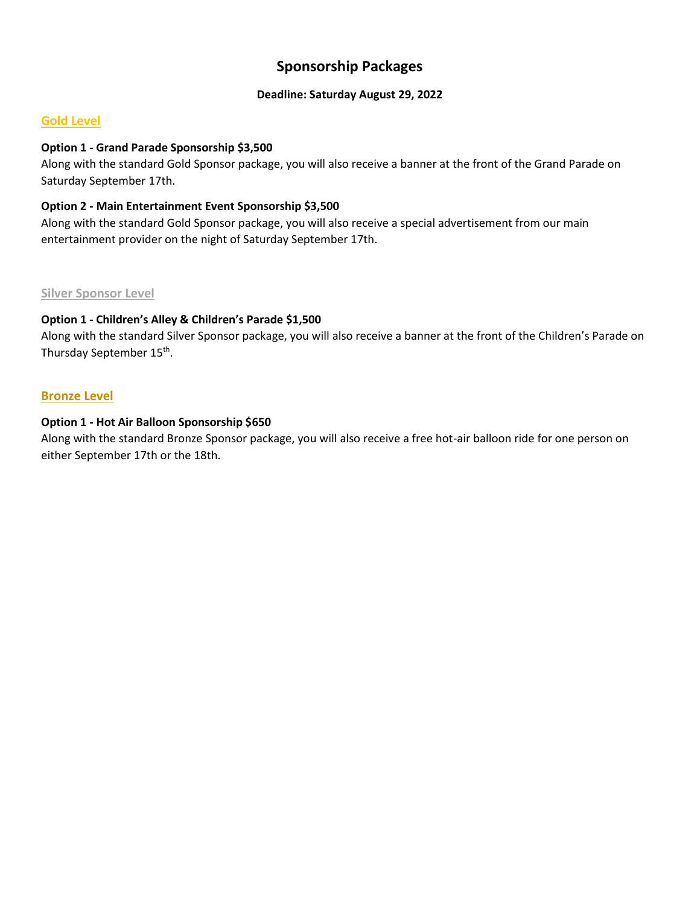# Sponsorship Packages

**Deadline: Saturday August 29, 2022**

## Gold Level

**Option 1 - Grand Parade Sponsorship $3,500**

Along with the standard Gold Sponsor package, you will also receive a banner at the front of the Grand Parade on Saturday September 17th.

**Option 2 - Main Entertainment Event Sponsorship $3,500**

Along with the standard Gold Sponsor package, you will also receive a special advertisement from our main entertainment provider on the night of Saturday September 17th.

## Silver Sponsor Level

**Option 1 - Children's Alley & Children's Parade $1,500**

Along with the standard Silver Sponsor package, you will also receive a banner at the front of the Children's Parade on Thursday September 15th.

## Bronze Level

**Option 1 - Hot Air Balloon Sponsorship $650**

Along with the standard Bronze Sponsor package, you will also receive a free hot-air balloon ride for one person on either September 17th or the 18th.